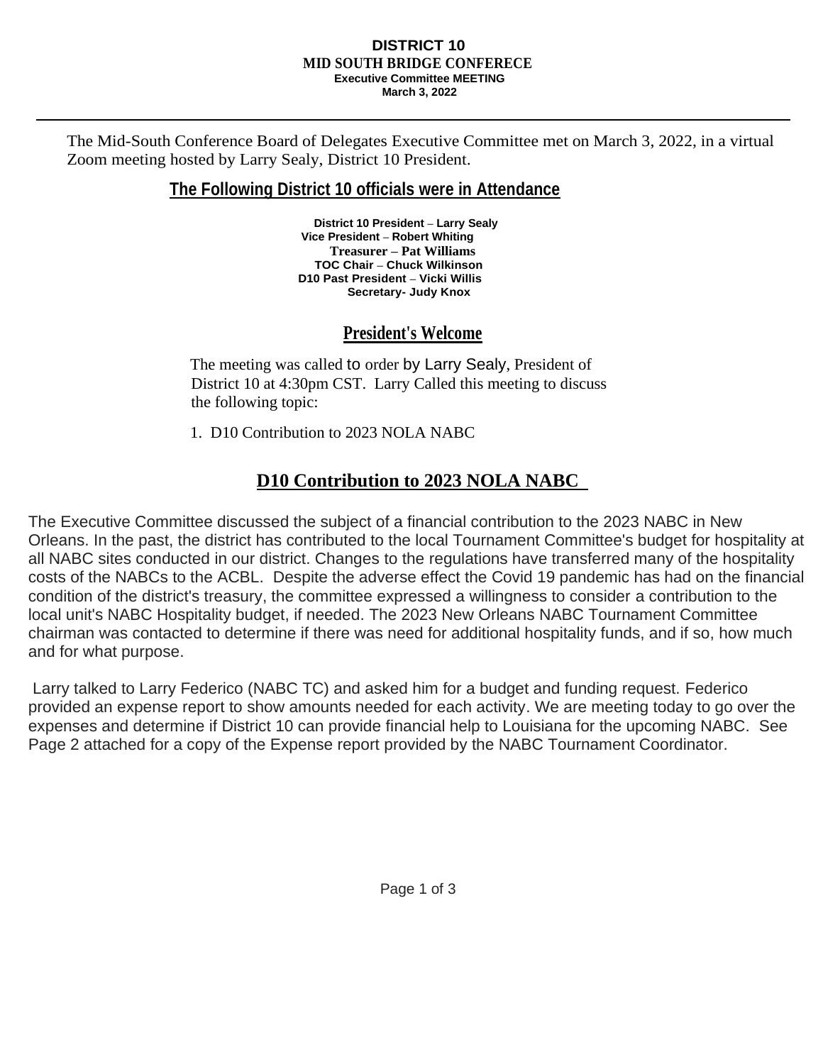# DISTRICT 10
## MID SOUTH BRIDGE CONFERECE
### Executive Committee MEETING
### March 3, 2022

---

The Mid-South Conference Board of Delegates Executive Committee met on March 3, 2022, in a virtual Zoom meeting hosted by Larry Sealy, District 10 President.

## The Following District 10 officials were in Attendance

**District 10 President – Larry Sealy**
**Vice President – Robert Whiting**
**Treasurer – Pat Williams**
**TOC Chair – Chuck Wilkinson**
**D10 Past President – Vicki Willis**
**Secretary- Judy Knox**

## President's Welcome

The meeting was called to order by Larry Sealy, President of District 10 at 4:30pm CST. Larry Called this meeting to discuss the following topic:

1. D10 Contribution to 2023 NOLA NABC

## D10 Contribution to 2023 NOLA NABC

The Executive Committee discussed the subject of a financial contribution to the 2023 NABC in New Orleans. In the past, the district has contributed to the local Tournament Committee's budget for hospitality at all NABC sites conducted in our district. Changes to the regulations have transferred many of the hospitality costs of the NABCs to the ACBL. Despite the adverse effect the Covid 19 pandemic has had on the financial condition of the district's treasury, the committee expressed a willingness to consider a contribution to the local unit's NABC Hospitality budget, if needed. The 2023 New Orleans NABC Tournament Committee chairman was contacted to determine if there was need for additional hospitality funds, and if so, how much and for what purpose.

Larry talked to Larry Federico (NABC TC) and asked him for a budget and funding request. Federico provided an expense report to show amounts needed for each activity. We are meeting today to go over the expenses and determine if District 10 can provide financial help to Louisiana for the upcoming NABC. See Page 2 attached for a copy of the Expense report provided by the NABC Tournament Coordinator.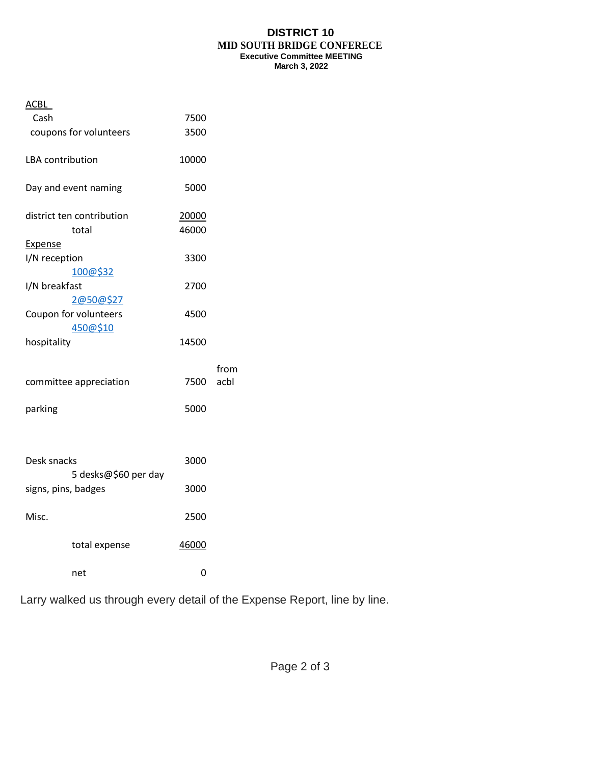**DISTRICT 10**
**MID SOUTH BRIDGE CONFERECE**
**Executive Committee MEETING**
**March 3, 2022**

| | | |
|---|---|---|
| ACBL | | |
| Cash | 7500 | |
| coupons for volunteers | 3500 | |
| LBA contribution | 10000 | |
| Day and event naming | 5000 | |
| district ten contribution | 20000 | |
| total | 46000 | |
| Expense | | |
| I/N reception | 3300 | |
| 100@$32 | | |
| I/N breakfast | 2700 | |
| 2@50@$27 | | |
| Coupon for volunteers | 4500 | |
| 450@$10 | | |
| hospitality | 14500 | |
| committee appreciation | 7500 | from acbl |
| parking | 5000 | |
| Desk snacks | 3000 | |
| 5 desks@$60 per day | | |
| signs, pins, badges | 3000 | |
| Misc. | 2500 | |
| total expense | 46000 | |
| net | 0 | |

Larry walked us through every detail of the Expense Report, line by line.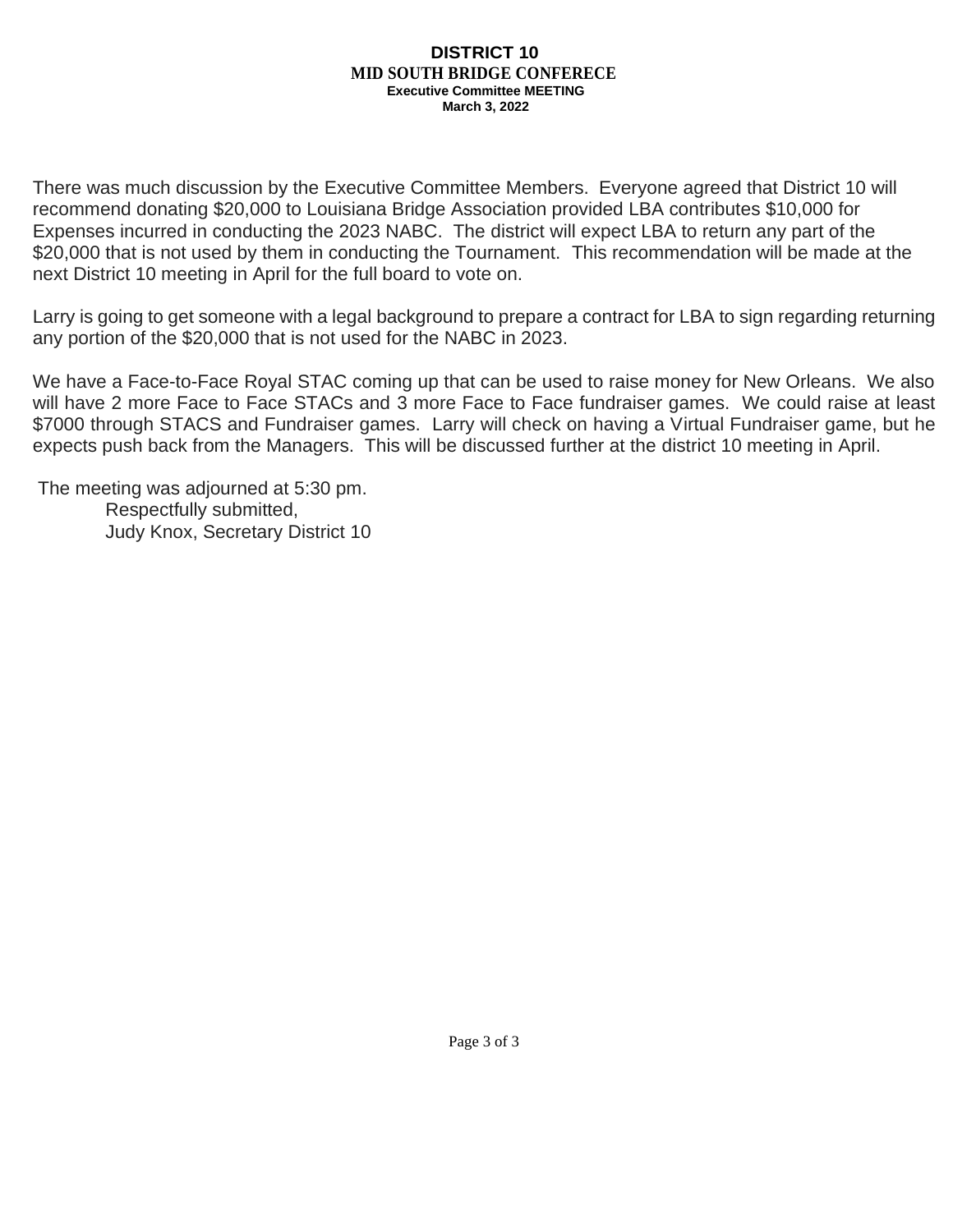**DISTRICT 10**
**MID SOUTH BRIDGE CONFERECE**
**Executive Committee MEETING**
**March 3, 2022**

There was much discussion by the Executive Committee Members. Everyone agreed that District 10 will recommend donating $20,000 to Louisiana Bridge Association provided LBA contributes $10,000 for Expenses incurred in conducting the 2023 NABC. The district will expect LBA to return any part of the $20,000 that is not used by them in conducting the Tournament. This recommendation will be made at the next District 10 meeting in April for the full board to vote on.

Larry is going to get someone with a legal background to prepare a contract for LBA to sign regarding returning any portion of the $20,000 that is not used for the NABC in 2023.

We have a Face-to-Face Royal STAC coming up that can be used to raise money for New Orleans. We also will have 2 more Face to Face STACs and 3 more Face to Face fundraiser games. We could raise at least $7000 through STACS and Fundraiser games. Larry will check on having a Virtual Fundraiser game, but he expects push back from the Managers. This will be discussed further at the district 10 meeting in April.

The meeting was adjourned at 5:30 pm.

Respectfully submitted,
Judy Knox, Secretary District 10